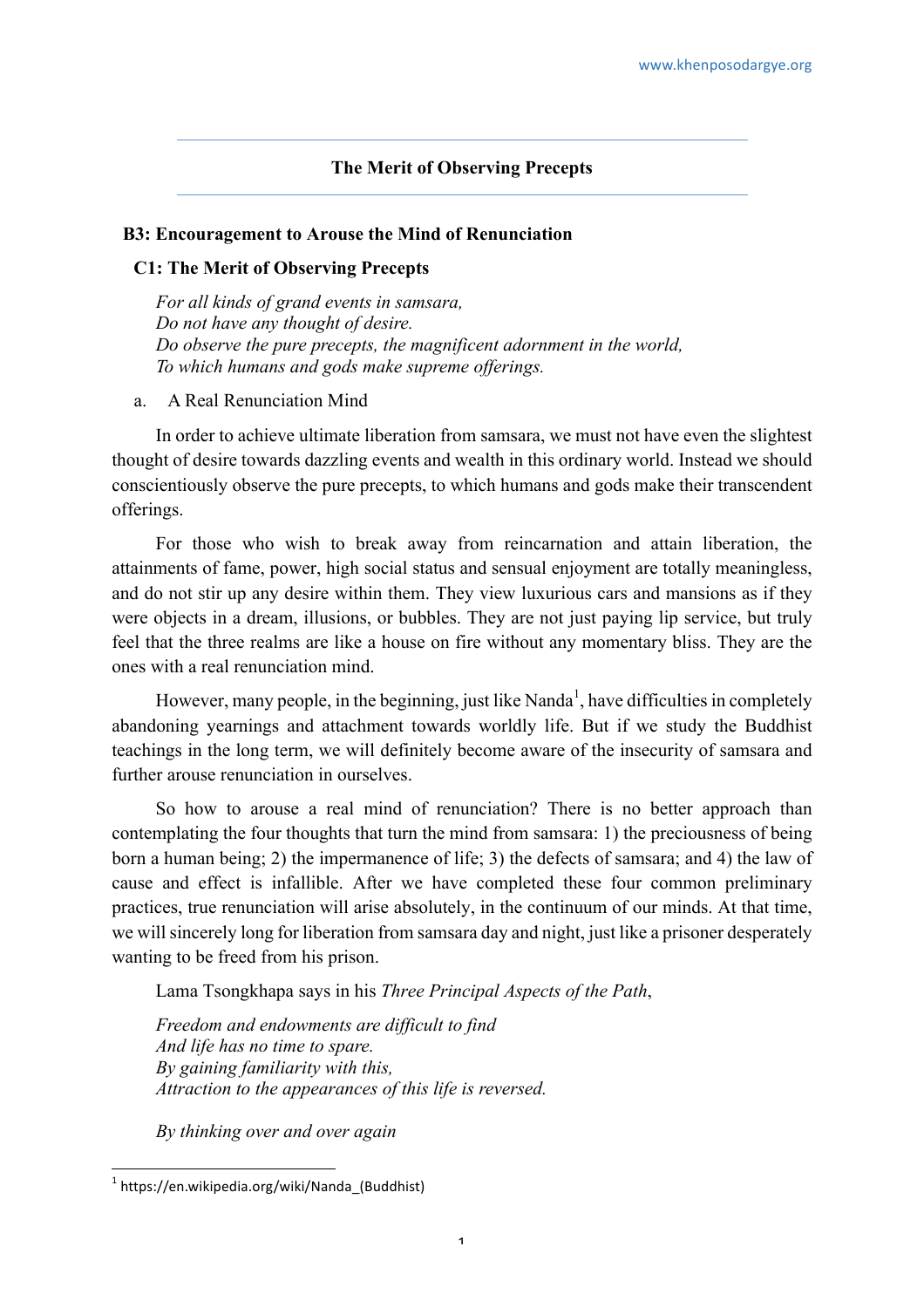# The Merit of Observing Precepts

## B3: Encouragement to Arouse the Mind of Renunciation

### C1: The Merit of Observing Precepts

*For all kinds of grand events in samsara,*
*Do not have any thought of desire.*
*Do observe the pure precepts, the magnificent adornment in the world,*
*To which humans and gods make supreme offerings.*

a. A Real Renunciation Mind

In order to achieve ultimate liberation from samsara, we must not have even the slightest thought of desire towards dazzling events and wealth in this ordinary world. Instead we should conscientiously observe the pure precepts, to which humans and gods make their transcendent offerings.

For those who wish to break away from reincarnation and attain liberation, the attainments of fame, power, high social status and sensual enjoyment are totally meaningless, and do not stir up any desire within them. They view luxurious cars and mansions as if they were objects in a dream, illusions, or bubbles. They are not just paying lip service, but truly feel that the three realms are like a house on fire without any momentary bliss. They are the ones with a real renunciation mind.

However, many people, in the beginning, just like Nanda[1], have difficulties in completely abandoning yearnings and attachment towards worldly life. But if we study the Buddhist teachings in the long term, we will definitely become aware of the insecurity of samsara and further arouse renunciation in ourselves.

So how to arouse a real mind of renunciation? There is no better approach than contemplating the four thoughts that turn the mind from samsara: 1) the preciousness of being born a human being; 2) the impermanence of life; 3) the defects of samsara; and 4) the law of cause and effect is infallible. After we have completed these four common preliminary practices, true renunciation will arise absolutely, in the continuum of our minds. At that time, we will sincerely long for liberation from samsara day and night, just like a prisoner desperately wanting to be freed from his prison.

Lama Tsongkhapa says in his *Three Principal Aspects of the Path*,

*Freedom and endowments are difficult to find*
*And life has no time to spare.*
*By gaining familiarity with this,*
*Attraction to the appearances of this life is reversed.*

*By thinking over and over again*

---

[1] https://en.wikipedia.org/wiki/Nanda_(Buddhist)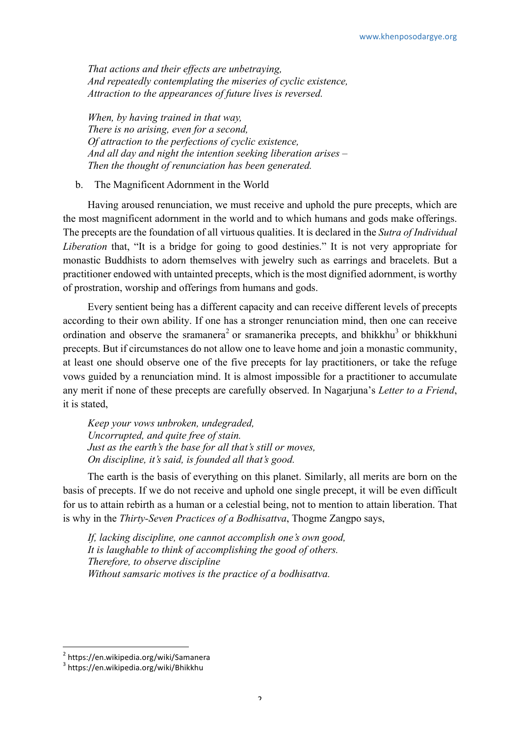*That actions and their effects are unbetraying,*
*And repeatedly contemplating the miseries of cyclic existence,*
*Attraction to the appearances of future lives is reversed.*

*When, by having trained in that way,*
*There is no arising, even for a second,*
*Of attraction to the perfections of cyclic existence,*
*And all day and night the intention seeking liberation arises –*
*Then the thought of renunciation has been generated.*

b. The Magnificent Adornment in the World

Having aroused renunciation, we must receive and uphold the pure precepts, which are the most magnificent adornment in the world and to which humans and gods make offerings. The precepts are the foundation of all virtuous qualities. It is declared in the *Sutra of Individual Liberation* that, "It is a bridge for going to good destinies." It is not very appropriate for monastic Buddhists to adorn themselves with jewelry such as earrings and bracelets. But a practitioner endowed with untainted precepts, which is the most dignified adornment, is worthy of prostration, worship and offerings from humans and gods.

Every sentient being has a different capacity and can receive different levels of precepts according to their own ability. If one has a stronger renunciation mind, then one can receive ordination and observe the sramanera[2] or sramanerika precepts, and bhikkhu[3] or bhikkhuni precepts. But if circumstances do not allow one to leave home and join a monastic community, at least one should observe one of the five precepts for lay practitioners, or take the refuge vows guided by a renunciation mind. It is almost impossible for a practitioner to accumulate any merit if none of these precepts are carefully observed. In Nagarjuna's *Letter to a Friend*, it is stated,

*Keep your vows unbroken, undegraded,*
*Uncorrupted, and quite free of stain.*
*Just as the earth's the base for all that's still or moves,*
*On discipline, it's said, is founded all that's good.*

The earth is the basis of everything on this planet. Similarly, all merits are born on the basis of precepts. If we do not receive and uphold one single precept, it will be even difficult for us to attain rebirth as a human or a celestial being, not to mention to attain liberation. That is why in the *Thirty-Seven Practices of a Bodhisattva*, Thogme Zangpo says,

*If, lacking discipline, one cannot accomplish one's own good,*
*It is laughable to think of accomplishing the good of others.*
*Therefore, to observe discipline*
*Without samsaric motives is the practice of a bodhisattva.*

---

[2] https://en.wikipedia.org/wiki/Samanera
[3] https://en.wikipedia.org/wiki/Bhikkhu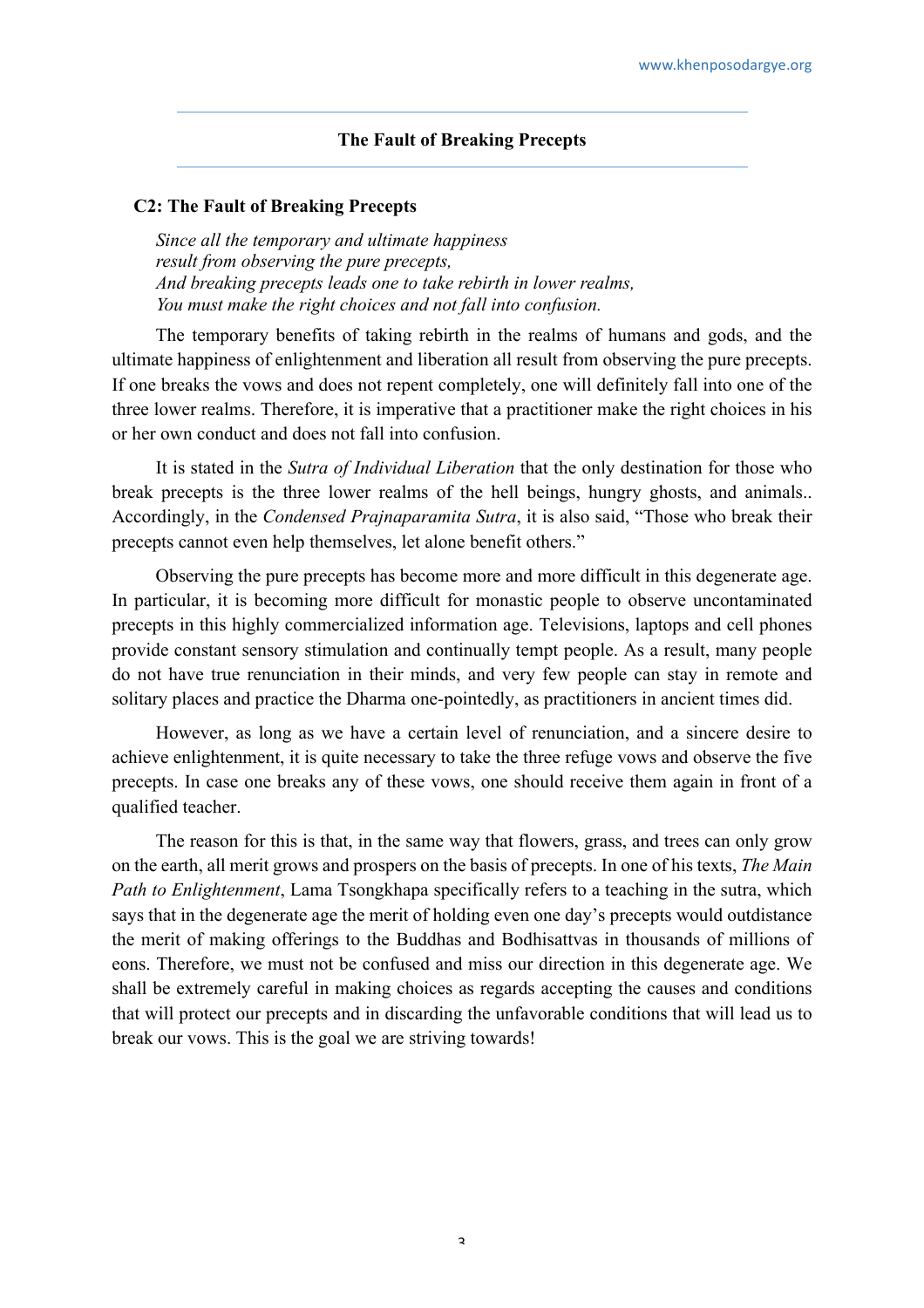## C2: The Fault of Breaking Precepts

*Since all the temporary and ultimate happiness*
*result from observing the pure precepts,*
*And breaking precepts leads one to take rebirth in lower realms,*
*You must make the right choices and not fall into confusion.*

The temporary benefits of taking rebirth in the realms of humans and gods, and the ultimate happiness of enlightenment and liberation all result from observing the pure precepts. If one breaks the vows and does not repent completely, one will definitely fall into one of the three lower realms. Therefore, it is imperative that a practitioner make the right choices in his or her own conduct and does not fall into confusion.

It is stated in the *Sutra of Individual Liberation* that the only destination for those who break precepts is the three lower realms of the hell beings, hungry ghosts, and animals.. Accordingly, in the *Condensed Prajnaparamita Sutra*, it is also said, "Those who break their precepts cannot even help themselves, let alone benefit others."

Observing the pure precepts has become more and more difficult in this degenerate age. In particular, it is becoming more difficult for monastic people to observe uncontaminated precepts in this highly commercialized information age. Televisions, laptops and cell phones provide constant sensory stimulation and continually tempt people. As a result, many people do not have true renunciation in their minds, and very few people can stay in remote and solitary places and practice the Dharma one-pointedly, as practitioners in ancient times did.

However, as long as we have a certain level of renunciation, and a sincere desire to achieve enlightenment, it is quite necessary to take the three refuge vows and observe the five precepts. In case one breaks any of these vows, one should receive them again in front of a qualified teacher.

The reason for this is that, in the same way that flowers, grass, and trees can only grow on the earth, all merit grows and prospers on the basis of precepts. In one of his texts, *The Main Path to Enlightenment*, Lama Tsongkhapa specifically refers to a teaching in the sutra, which says that in the degenerate age the merit of holding even one day's precepts would outdistance the merit of making offerings to the Buddhas and Bodhisattvas in thousands of millions of eons. Therefore, we must not be confused and miss our direction in this degenerate age. We shall be extremely careful in making choices as regards accepting the causes and conditions that will protect our precepts and in discarding the unfavorable conditions that will lead us to break our vows. This is the goal we are striving towards!